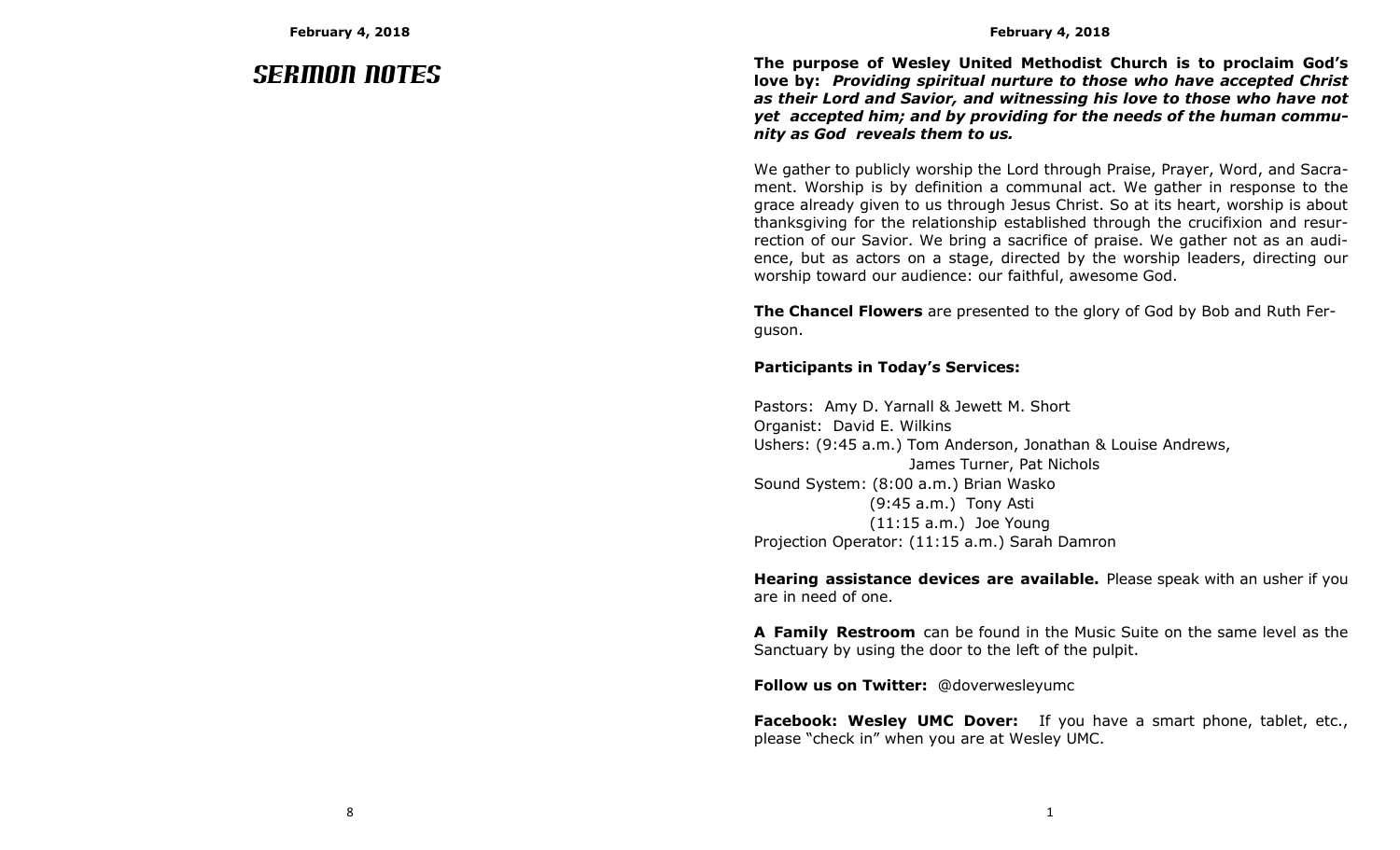# SERMON NOTES

**The purpose of Wesley United Methodist Church is to proclaim God's love by:** ***Providing spiritual nurture to those who have accepted Christ as their Lord and Savior, and witnessing his love to those who have not yet accepted him; and by providing for the needs of the human community as God reveals them to us.***

We gather to publicly worship the Lord through Praise, Prayer, Word, and Sacrament. Worship is by definition a communal act. We gather in response to the grace already given to us through Jesus Christ. So at its heart, worship is about thanksgiving for the relationship established through the crucifixion and resurrection of our Savior. We bring a sacrifice of praise. We gather not as an audience, but as actors on a stage, directed by the worship leaders, directing our worship toward our audience: our faithful, awesome God.

**The Chancel Flowers** are presented to the glory of God by Bob and Ruth Ferguson.

**Participants in Today's Services:**

Pastors: Amy D. Yarnall & Jewett M. Short
Organist: David E. Wilkins
Ushers: (9:45 a.m.) Tom Anderson, Jonathan & Louise Andrews, James Turner, Pat Nichols
Sound System: (8:00 a.m.) Brian Wasko
(9:45 a.m.) Tony Asti
(11:15 a.m.) Joe Young
Projection Operator: (11:15 a.m.) Sarah Damron

**Hearing assistance devices are available.** Please speak with an usher if you are in need of one.

**A Family Restroom** can be found in the Music Suite on the same level as the Sanctuary by using the door to the left of the pulpit.

**Follow us on Twitter:** @doverwesleyumc

**Facebook: Wesley UMC Dover:** If you have a smart phone, tablet, etc., please "check in" when you are at Wesley UMC.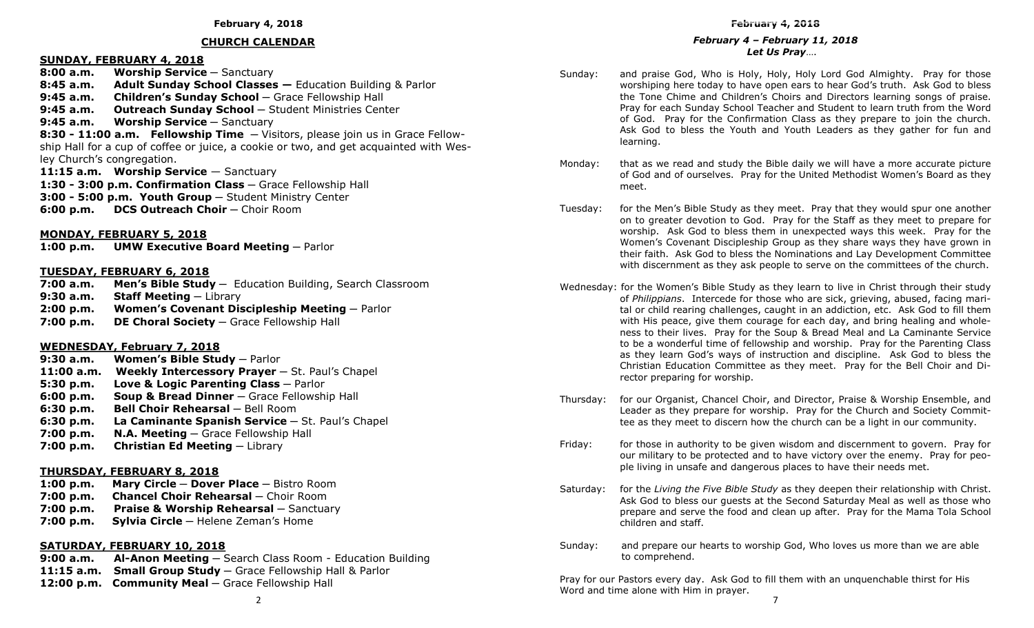## CHURCH CALENDAR

### SUNDAY, FEBRUARY 4, 2018

**8:00 a.m.** **Worship Service** – Sanctuary
**8:45 a.m.** **Adult Sunday School Classes –** Education Building & Parlor
**9:45 a.m.** **Children's Sunday School** – Grace Fellowship Hall
**9:45 a.m.** **Outreach Sunday School** – Student Ministries Center
**9:45 a.m.** **Worship Service** – Sanctuary
**8:30 - 11:00 a.m.** **Fellowship Time** – Visitors, please join us in Grace Fellowship Hall for a cup of coffee or juice, a cookie or two, and get acquainted with Wesley Church's congregation.
**11:15 a.m.** **Worship Service** – Sanctuary
**1:30 - 3:00 p.m. Confirmation Class** – Grace Fellowship Hall
**3:00 - 5:00 p.m. Youth Group** – Student Ministry Center
**6:00 p.m.** **DCS Outreach Choir** – Choir Room

### MONDAY, FEBRUARY 5, 2018

**1:00 p.m.** **UMW Executive Board Meeting** – Parlor

### TUESDAY, FEBRUARY 6, 2018

**7:00 a.m.** **Men's Bible Study** – Education Building, Search Classroom
**9:30 a.m.** **Staff Meeting** – Library
**2:00 p.m.** **Women's Covenant Discipleship Meeting** – Parlor
**7:00 p.m.** **DE Choral Society** – Grace Fellowship Hall

### WEDNESDAY, February 7, 2018

**9:30 a.m.** **Women's Bible Study** – Parlor
**11:00 a.m.** **Weekly Intercessory Prayer** – St. Paul's Chapel
**5:30 p.m.** **Love & Logic Parenting Class** – Parlor
**6:00 p.m.** **Soup & Bread Dinner** – Grace Fellowship Hall
**6:30 p.m.** **Bell Choir Rehearsal** – Bell Room
**6:30 p.m.** **La Caminante Spanish Service** – St. Paul's Chapel
**7:00 p.m.** **N.A. Meeting** – Grace Fellowship Hall
**7:00 p.m.** **Christian Ed Meeting** – Library

### THURSDAY, FEBRUARY 8, 2018

**1:00 p.m.** **Mary Circle** – **Dover Place** – Bistro Room
**7:00 p.m.** **Chancel Choir Rehearsal** – Choir Room
**7:00 p.m.** **Praise & Worship Rehearsal** – Sanctuary
**7:00 p.m.** **Sylvia Circle** – Helene Zeman's Home

### SATURDAY, FEBRUARY 10, 2018

**9:00 a.m.** **Al-Anon Meeting** – Search Class Room - Education Building
**11:15 a.m.** **Small Group Study** – Grace Fellowship Hall & Parlor
**12:00 p.m.** **Community Meal** – Grace Fellowship Hall

## *February 4 – February 11, 2018*

### *Let Us Pray….*

Sunday: and praise God, Who is Holy, Holy, Holy Lord God Almighty. Pray for those worshiping here today to have open ears to hear God's truth. Ask God to bless the Tone Chime and Children's Choirs and Directors learning songs of praise. Pray for each Sunday School Teacher and Student to learn truth from the Word of God. Pray for the Confirmation Class as they prepare to join the church. Ask God to bless the Youth and Youth Leaders as they gather for fun and learning.

Monday: that as we read and study the Bible daily we will have a more accurate picture of God and of ourselves. Pray for the United Methodist Women's Board as they meet.

Tuesday: for the Men's Bible Study as they meet. Pray that they would spur one another on to greater devotion to God. Pray for the Staff as they meet to prepare for worship. Ask God to bless them in unexpected ways this week. Pray for the Women's Covenant Discipleship Group as they share ways they have grown in their faith. Ask God to bless the Nominations and Lay Development Committee with discernment as they ask people to serve on the committees of the church.

Wednesday: for the Women's Bible Study as they learn to live in Christ through their study of *Philippians*. Intercede for those who are sick, grieving, abused, facing marital or child rearing challenges, caught in an addiction, etc. Ask God to fill them with His peace, give them courage for each day, and bring healing and wholeness to their lives. Pray for the Soup & Bread Meal and La Caminante Service to be a wonderful time of fellowship and worship. Pray for the Parenting Class as they learn God's ways of instruction and discipline. Ask God to bless the Christian Education Committee as they meet. Pray for the Bell Choir and Director preparing for worship.

Thursday: for our Organist, Chancel Choir, and Director, Praise & Worship Ensemble, and Leader as they prepare for worship. Pray for the Church and Society Committee as they meet to discern how the church can be a light in our community.

Friday: for those in authority to be given wisdom and discernment to govern. Pray for our military to be protected and to have victory over the enemy. Pray for people living in unsafe and dangerous places to have their needs met.

Saturday: for the *Living the Five Bible Study* as they deepen their relationship with Christ. Ask God to bless our guests at the Second Saturday Meal as well as those who prepare and serve the food and clean up after. Pray for the Mama Tola School children and staff.

Sunday: and prepare our hearts to worship God, Who loves us more than we are able to comprehend.

Pray for our Pastors every day. Ask God to fill them with an unquenchable thirst for His Word and time alone with Him in prayer.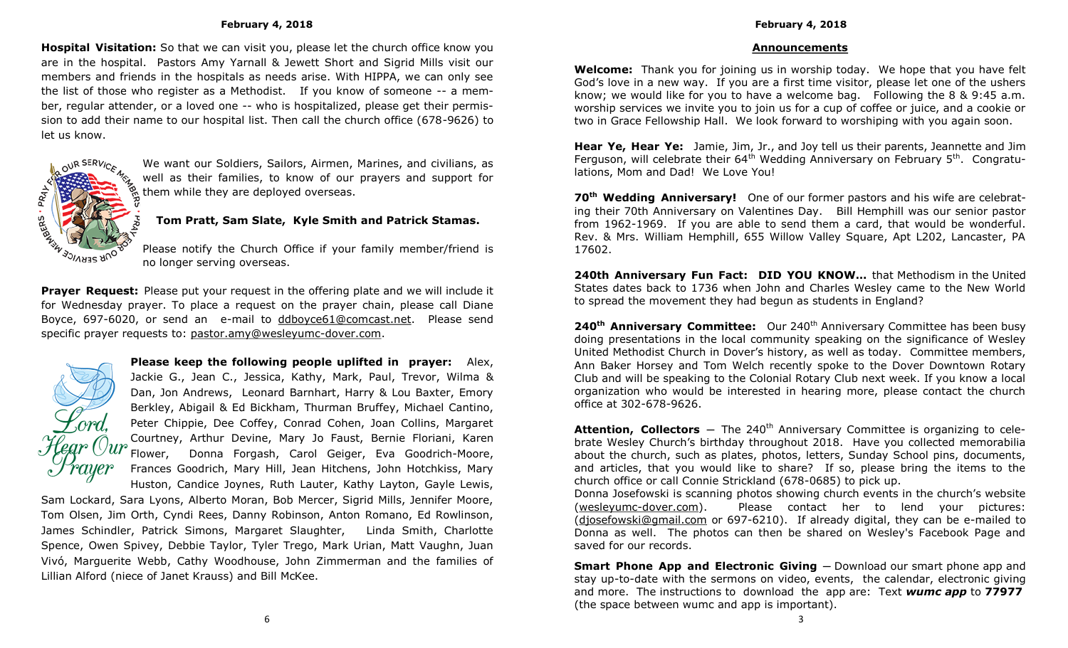**Hospital Visitation:** So that we can visit you, please let the church office know you are in the hospital. Pastors Amy Yarnall & Jewett Short and Sigrid Mills visit our members and friends in the hospitals as needs arise. With HIPPA, we can only see the list of those who register as a Methodist. If you know of someone -- a member, regular attender, or a loved one -- who is hospitalized, please get their permission to add their name to our hospital list. Then call the church office (678-9626) to let us know.

We want our Soldiers, Sailors, Airmen, Marines, and civilians, as well as their families, to know of our prayers and support for them while they are deployed overseas.

**Tom Pratt, Sam Slate, Kyle Smith and Patrick Stamas.**

Please notify the Church Office if your family member/friend is no longer serving overseas.

**Prayer Request:** Please put your request in the offering plate and we will include it for Wednesday prayer. To place a request on the prayer chain, please call Diane Boyce, 697-6020, or send an e-mail to ddboyce61@comcast.net. Please send specific prayer requests to: pastor.amy@wesleyumc-dover.com.

**Please keep the following people uplifted in prayer:** Alex, Jackie G., Jean C., Jessica, Kathy, Mark, Paul, Trevor, Wilma & Dan, Jon Andrews, Leonard Barnhart, Harry & Lou Baxter, Emory Berkley, Abigail & Ed Bickham, Thurman Bruffey, Michael Cantino, Peter Chippie, Dee Coffey, Conrad Cohen, Joan Collins, Margaret Courtney, Arthur Devine, Mary Jo Faust, Bernie Floriani, Karen Flower, Donna Forgash, Carol Geiger, Eva Goodrich-Moore, Frances Goodrich, Mary Hill, Jean Hitchens, John Hotchkiss, Mary Huston, Candice Joynes, Ruth Lauter, Kathy Layton, Gayle Lewis, Sam Lockard, Sara Lyons, Alberto Moran, Bob Mercer, Sigrid Mills, Jennifer Moore, Tom Olsen, Jim Orth, Cyndi Rees, Danny Robinson, Anton Romano, Ed Rowlinson, James Schindler, Patrick Simons, Margaret Slaughter, Linda Smith, Charlotte Spence, Owen Spivey, Debbie Taylor, Tyler Trego, Mark Urian, Matt Vaughn, Juan Vivó, Marguerite Webb, Cathy Woodhouse, John Zimmerman and the families of Lillian Alford (niece of Janet Krauss) and Bill McKee.

## Announcements

**Welcome:** Thank you for joining us in worship today. We hope that you have felt God's love in a new way. If you are a first time visitor, please let one of the ushers know; we would like for you to have a welcome bag. Following the 8 & 9:45 a.m. worship services we invite you to join us for a cup of coffee or juice, and a cookie or two in Grace Fellowship Hall. We look forward to worshiping with you again soon.

**Hear Ye, Hear Ye:** Jamie, Jim, Jr., and Joy tell us their parents, Jeannette and Jim Ferguson, will celebrate their 64th Wedding Anniversary on February 5th. Congratulations, Mom and Dad! We Love You!

**70th Wedding Anniversary!** One of our former pastors and his wife are celebrating their 70th Anniversary on Valentines Day. Bill Hemphill was our senior pastor from 1962-1969. If you are able to send them a card, that would be wonderful. Rev. & Mrs. William Hemphill, 655 Willow Valley Square, Apt L202, Lancaster, PA 17602.

**240th Anniversary Fun Fact: DID YOU KNOW…** that Methodism in the United States dates back to 1736 when John and Charles Wesley came to the New World to spread the movement they had begun as students in England?

**240th Anniversary Committee:** Our 240th Anniversary Committee has been busy doing presentations in the local community speaking on the significance of Wesley United Methodist Church in Dover's history, as well as today. Committee members, Ann Baker Horsey and Tom Welch recently spoke to the Dover Downtown Rotary Club and will be speaking to the Colonial Rotary Club next week. If you know a local organization who would be interested in hearing more, please contact the church office at 302-678-9626.

**Attention, Collectors** — The 240th Anniversary Committee is organizing to celebrate Wesley Church's birthday throughout 2018. Have you collected memorabilia about the church, such as plates, photos, letters, Sunday School pins, documents, and articles, that you would like to share? If so, please bring the items to the church office or call Connie Strickland (678-0685) to pick up.
Donna Josefowski is scanning photos showing church events in the church's website (wesleyumc-dover.com). Please contact her to lend your pictures: (djosefowski@gmail.com or 697-6210). If already digital, they can be e-mailed to Donna as well. The photos can then be shared on Wesley's Facebook Page and saved for our records.

**Smart Phone App and Electronic Giving** — Download our smart phone app and stay up-to-date with the sermons on video, events, the calendar, electronic giving and more. The instructions to download the app are: Text ***wumc app*** to **77977** (the space between wumc and app is important).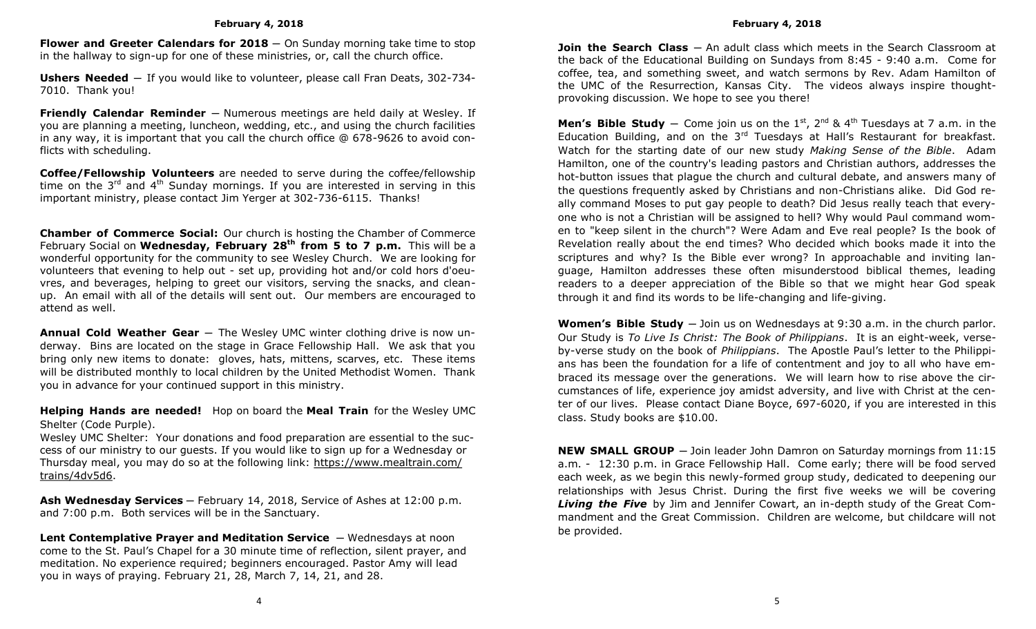**Flower and Greeter Calendars for 2018** — On Sunday morning take time to stop in the hallway to sign-up for one of these ministries, or, call the church office.

**Ushers Needed** — If you would like to volunteer, please call Fran Deats, 302-734-7010. Thank you!

**Friendly Calendar Reminder** — Numerous meetings are held daily at Wesley. If you are planning a meeting, luncheon, wedding, etc., and using the church facilities in any way, it is important that you call the church office @ 678-9626 to avoid conflicts with scheduling.

**Coffee/Fellowship Volunteers** are needed to serve during the coffee/fellowship time on the 3rd and 4th Sunday mornings. If you are interested in serving in this important ministry, please contact Jim Yerger at 302-736-6115. Thanks!

**Chamber of Commerce Social:** Our church is hosting the Chamber of Commerce February Social on **Wednesday, February 28th from 5 to 7 p.m.** This will be a wonderful opportunity for the community to see Wesley Church. We are looking for volunteers that evening to help out - set up, providing hot and/or cold hors d'oeuvres, and beverages, helping to greet our visitors, serving the snacks, and clean-up. An email with all of the details will sent out. Our members are encouraged to attend as well.

**Annual Cold Weather Gear** — The Wesley UMC winter clothing drive is now underway. Bins are located on the stage in Grace Fellowship Hall. We ask that you bring only new items to donate: gloves, hats, mittens, scarves, etc. These items will be distributed monthly to local children by the United Methodist Women. Thank you in advance for your continued support in this ministry.

**Helping Hands are needed!** Hop on board the **Meal Train** for the Wesley UMC Shelter (Code Purple).

Wesley UMC Shelter: Your donations and food preparation are essential to the success of our ministry to our guests. If you would like to sign up for a Wednesday or Thursday meal, you may do so at the following link: https://www.mealtrain.com/trains/4dv5d6.

**Ash Wednesday Services** — February 14, 2018, Service of Ashes at 12:00 p.m. and 7:00 p.m. Both services will be in the Sanctuary.

**Lent Contemplative Prayer and Meditation Service** — Wednesdays at noon come to the St. Paul's Chapel for a 30 minute time of reflection, silent prayer, and meditation. No experience required; beginners encouraged. Pastor Amy will lead you in ways of praying. February 21, 28, March 7, 14, 21, and 28.

**Join the Search Class** — An adult class which meets in the Search Classroom at the back of the Educational Building on Sundays from 8:45 - 9:40 a.m. Come for coffee, tea, and something sweet, and watch sermons by Rev. Adam Hamilton of the UMC of the Resurrection, Kansas City. The videos always inspire thought-provoking discussion. We hope to see you there!

**Men's Bible Study** — Come join us on the 1st, 2nd & 4th Tuesdays at 7 a.m. in the Education Building, and on the 3rd Tuesdays at Hall's Restaurant for breakfast. Watch for the starting date of our new study *Making Sense of the Bible*. Adam Hamilton, one of the country's leading pastors and Christian authors, addresses the hot-button issues that plague the church and cultural debate, and answers many of the questions frequently asked by Christians and non-Christians alike. Did God really command Moses to put gay people to death? Did Jesus really teach that everyone who is not a Christian will be assigned to hell? Why would Paul command women to "keep silent in the church"? Were Adam and Eve real people? Is the book of Revelation really about the end times? Who decided which books made it into the scriptures and why? Is the Bible ever wrong? In approachable and inviting language, Hamilton addresses these often misunderstood biblical themes, leading readers to a deeper appreciation of the Bible so that we might hear God speak through it and find its words to be life-changing and life-giving.

**Women's Bible Study** — Join us on Wednesdays at 9:30 a.m. in the church parlor. Our Study is *To Live Is Christ: The Book of Philippians*. It is an eight-week, verse-by-verse study on the book of *Philippians*. The Apostle Paul's letter to the Philippians has been the foundation for a life of contentment and joy to all who have embraced its message over the generations. We will learn how to rise above the circumstances of life, experience joy amidst adversity, and live with Christ at the center of our lives. Please contact Diane Boyce, 697-6020, if you are interested in this class. Study books are $10.00.

**NEW SMALL GROUP** — Join leader John Damron on Saturday mornings from 11:15 a.m. - 12:30 p.m. in Grace Fellowship Hall. Come early; there will be food served each week, as we begin this newly-formed group study, dedicated to deepening our relationships with Jesus Christ. During the first five weeks we will be covering ***Living the Five*** by Jim and Jennifer Cowart, an in-depth study of the Great Commandment and the Great Commission. Children are welcome, but childcare will not be provided.